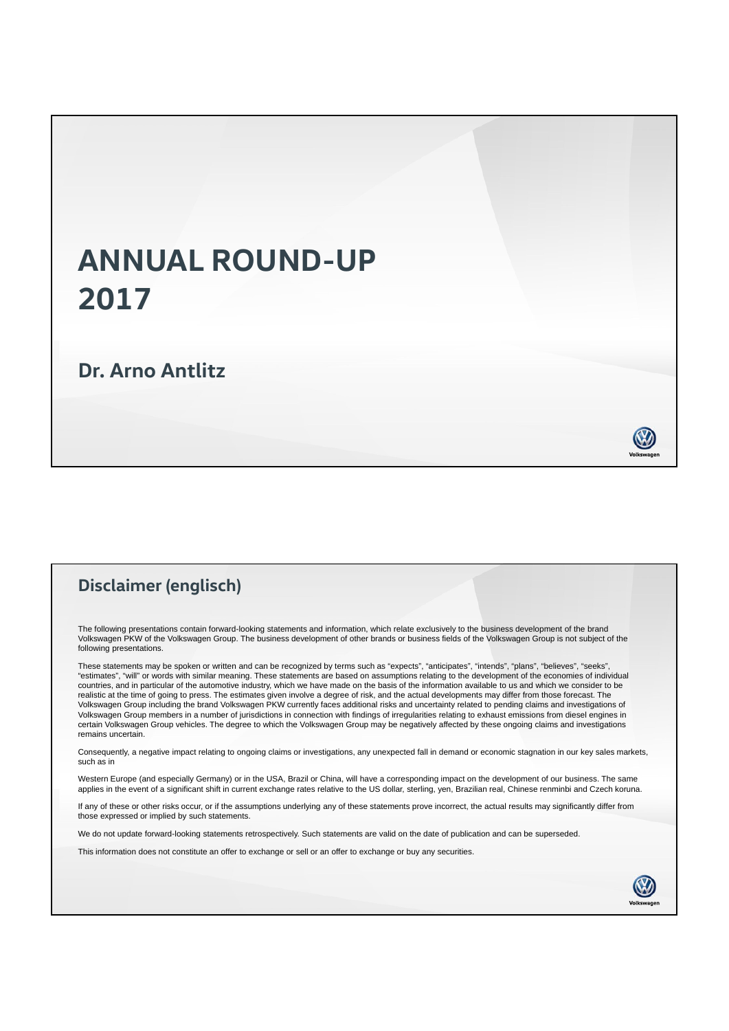# ANNUAL ROUND-UP 2017

## Dr. Arno Antlitz

Volkswagen

## Disclaimer (englisch)

The following presentations contain forward-looking statements and information, which relate exclusively to the business development of the brand Volkswagen PKW of the Volkswagen Group. The business development of other brands or business fields of the Volkswagen Group is not subject of the following presentations.

These statements may be spoken or written and can be recognized by terms such as "expects", "anticipates", "intends", "plans", "believes", "seeks", "estimates", "will" or words with similar meaning. These statements are based on assumptions relating to the development of the economies of individual countries, and in particular of the automotive industry, which we have made on the basis of the information available to us and which we consider to be realistic at the time of going to press. The estimates given involve a degree of risk, and the actual developments may differ from those forecast. The Volkswagen Group including the brand Volkswagen PKW currently faces additional risks and uncertainty related to pending claims and investigations of Volkswagen Group members in a number of jurisdictions in connection with findings of irregularities relating to exhaust emissions from diesel engines in certain Volkswagen Group vehicles. The degree to which the Volkswagen Group may be negatively affected by these ongoing claims and investigations remains uncertain.

Consequently, a negative impact relating to ongoing claims or investigations, any unexpected fall in demand or economic stagnation in our key sales markets, such as in

Western Europe (and especially Germany) or in the USA, Brazil or China, will have a corresponding impact on the development of our business. The same applies in the event of a significant shift in current exchange rates relative to the US dollar, sterling, yen, Brazilian real, Chinese renminbi and Czech koruna.

If any of these or other risks occur, or if the assumptions underlying any of these statements prove incorrect, the actual results may significantly differ from those expressed or implied by such statements.

We do not update forward-looking statements retrospectively. Such statements are valid on the date of publication and can be superseded.

This information does not constitute an offer to exchange or sell or an offer to exchange or buy any securities.

Volkswagen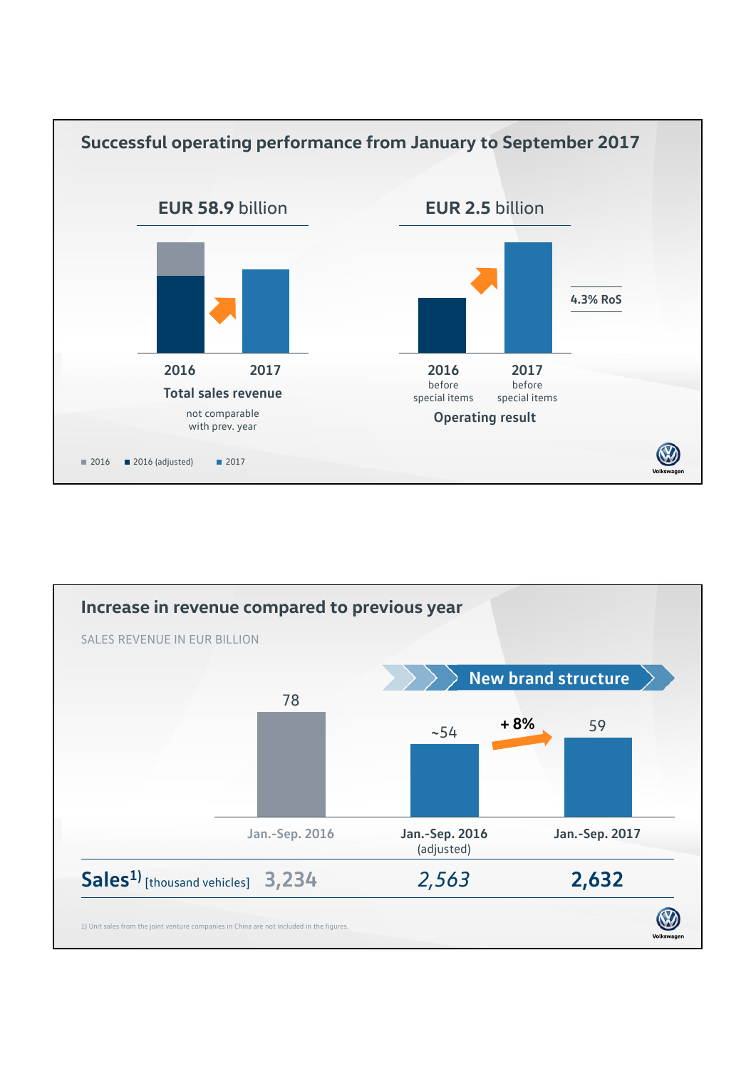## Successful operating performance from January to September 2017

**EUR 58.9** billion

| | 2016 | 2017 |
|---|---|---|
| Total sales revenue | not comparable with prev. year | |

**EUR 2.5** billion

| | 2016 before special items | 2017 before special items |
|---|---|---|
| Operating result | | 4.3% RoS |

■ 2016 ■ 2016 (adjusted) ■ 2017

## Increase in revenue compared to previous year

SALES REVENUE IN EUR BILLION

New brand structure

| | Jan.-Sep. 2016 | Jan.-Sep. 2016 (adjusted) | Jan.-Sep. 2017 |
|---|---|---|---|
| Sales revenue | 78 | ~54 | 59 (+ 8%) |
| **Sales**[1] [thousand vehicles] | 3,234 | *2,563* | **2,632** |

1) Unit sales from the joint venture companies in China are not included in the figures.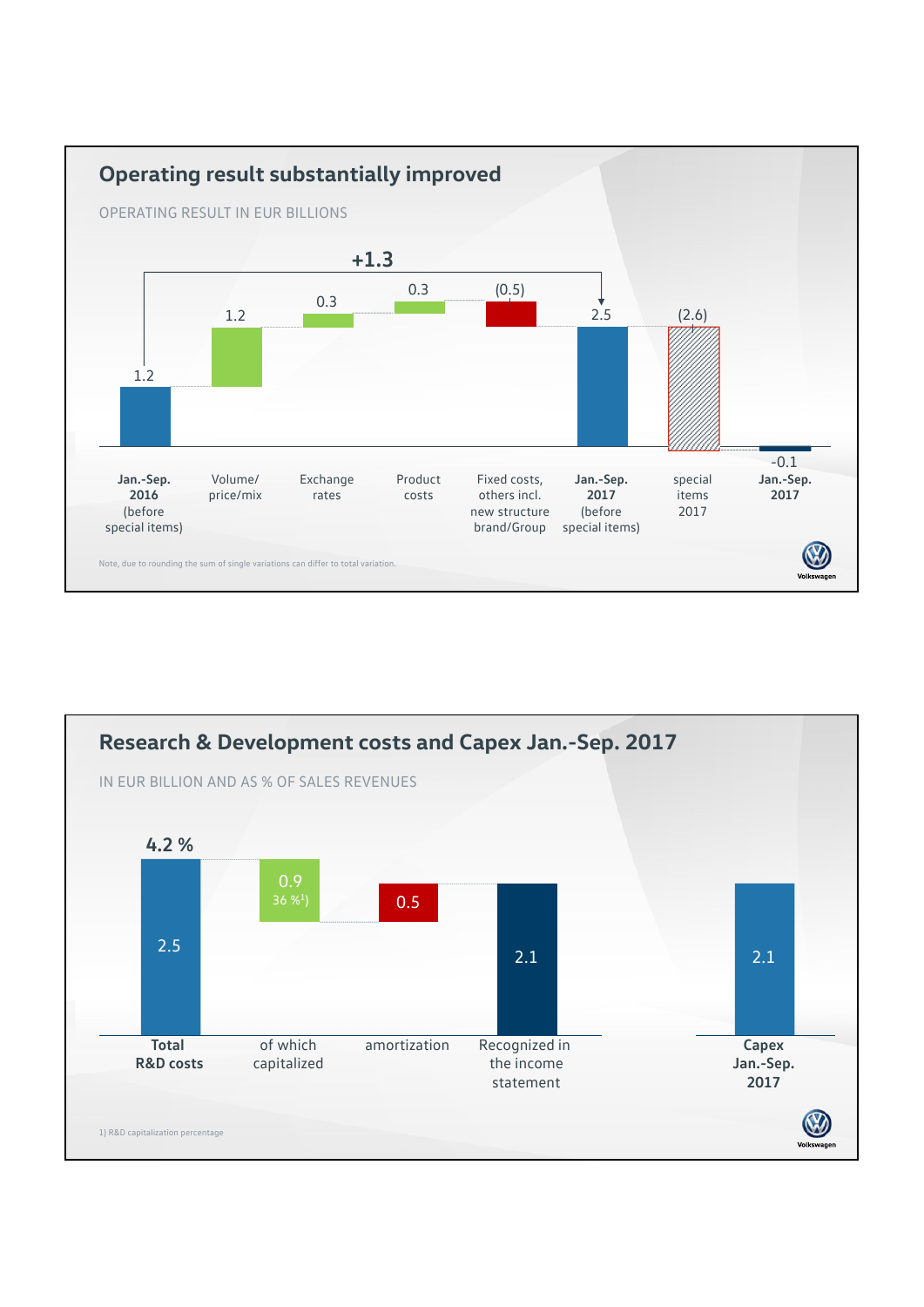## Operating result substantially improved

OPERATING RESULT IN EUR BILLIONS

| | Jan.-Sep. 2016 (before special items) | Volume/ price/mix | Exchange rates | Product costs | Fixed costs, others incl. new structure brand/Group | Jan.-Sep. 2017 (before special items) | special items 2017 | Jan.-Sep. 2017 |
|---|---|---|---|---|---|---|---|---|
| EUR billions | 1.2 | 1.2 | 0.3 | 0.3 | (0.5) | 2.5 | (2.6) | -0.1 |

+1.3 (Jan.-Sep. 2016 to Jan.-Sep. 2017 before special items)

Note, due to rounding the sum of single variations can differ to total variation.

## Research & Development costs and Capex Jan.-Sep. 2017

IN EUR BILLION AND AS % OF SALES REVENUES

| | Total R&D costs | of which capitalized | amortization | Recognized in the income statement | Capex Jan.-Sep. 2017 |
|---|---|---|---|---|---|
| EUR billion | 2.5 | 0.9 | 0.5 | 2.1 | 2.1 |
| % | 4.2 % | 36 %[1] | | | |

1) R&D capitalization percentage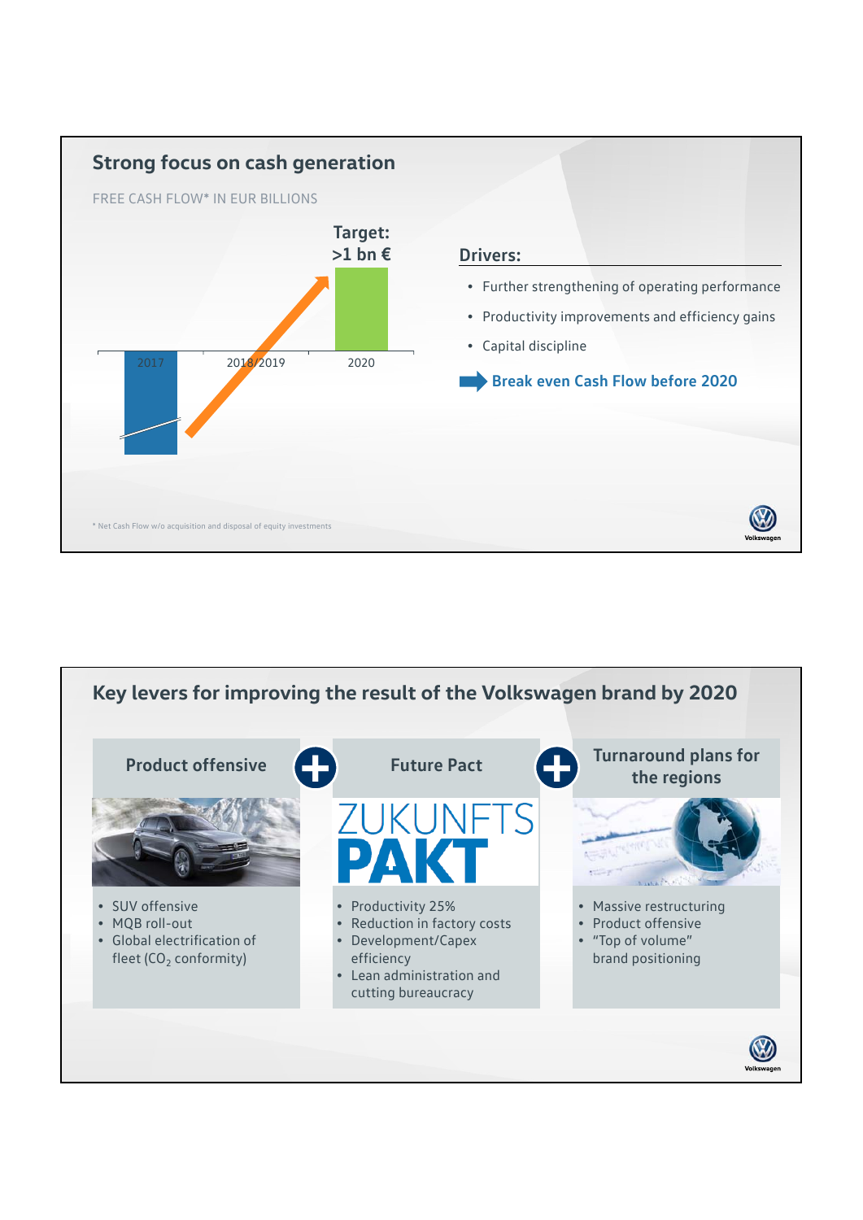## Strong focus on cash generation

FREE CASH FLOW* IN EUR BILLIONS

Target: >1 bn €

2017 | 2018/2019 | 2020

**Drivers:**

- Further strengthening of operating performance
- Productivity improvements and efficiency gains
- Capital discipline

**Break even Cash Flow before 2020**

\* Net Cash Flow w/o acquisition and disposal of equity investments

## Key levers for improving the result of the Volkswagen brand by 2020

### Product offensive

- SUV offensive
- MQB roll-out
- Global electrification of fleet ($CO_2$ conformity)

### Future Pact

ZUKUNFTS PAKT

- Productivity 25%
- Reduction in factory costs
- Development/Capex efficiency
- Lean administration and cutting bureaucracy

### Turnaround plans for the regions

- Massive restructuring
- Product offensive
- "Top of volume" brand positioning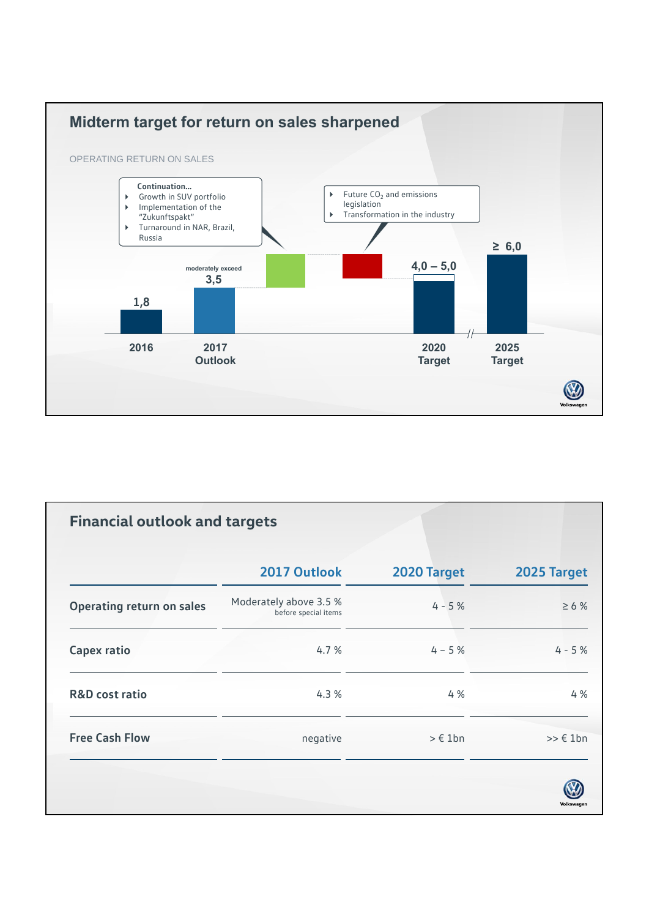## Midterm target for return on sales sharpened

OPERATING RETURN ON SALES

Continuation…
- Growth in SUV portfolio
- Implementation of the "Zukunftspakt"
- Turnaround in NAR, Brazil, Russia

- Future $CO_2$ and emissions legislation
- Transformation in the industry

1,8
2016

moderately exceed
3,5
2017
Outlook

4,0 – 5,0
2020
Target

≥ 6,0
2025
Target

## Financial outlook and targets

| | 2017 Outlook | 2020 Target | 2025 Target |
|---|---|---|---|
| **Operating return on sales** | Moderately above 3.5 % before special items | 4 - 5 % | ≥ 6 % |
| **Capex ratio** | 4.7 % | 4 – 5 % | 4 - 5 % |
| **R&D cost ratio** | 4.3 % | 4 % | 4 % |
| **Free Cash Flow** | negative | > € 1bn | >> € 1bn |